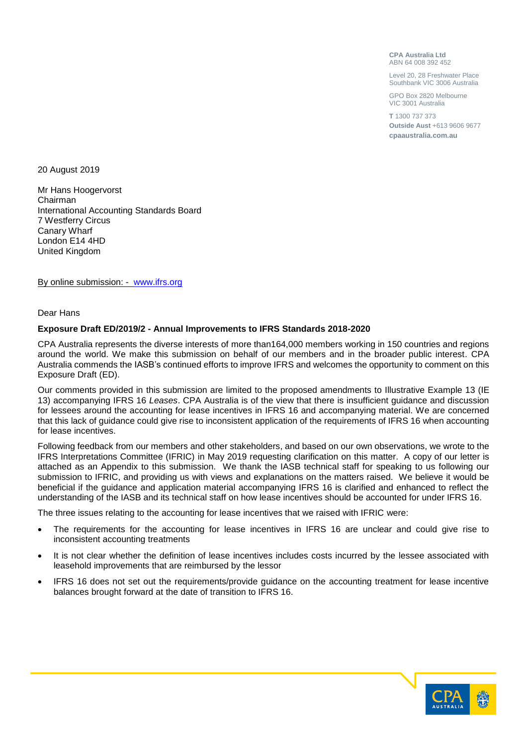**CPA Australia Ltd**
ABN 64 008 392 452

Level 20, 28 Freshwater Place
Southbank VIC 3006 Australia

GPO Box 2820 Melbourne
VIC 3001 Australia

**T** 1300 737 373
**Outside Aust** +613 9606 9677
**cpaaustralia.com.au**

20 August 2019

Mr Hans Hoogervorst
Chairman
International Accounting Standards Board
7 Westferry Circus
Canary Wharf
London E14 4HD
United Kingdom

By online submission: - www.ifrs.org

Dear Hans

**Exposure Draft ED/2019/2 - Annual Improvements to IFRS Standards 2018-2020**

CPA Australia represents the diverse interests of more than164,000 members working in 150 countries and regions around the world. We make this submission on behalf of our members and in the broader public interest. CPA Australia commends the IASB's continued efforts to improve IFRS and welcomes the opportunity to comment on this Exposure Draft (ED).

Our comments provided in this submission are limited to the proposed amendments to Illustrative Example 13 (IE 13) accompanying IFRS 16 *Leases*. CPA Australia is of the view that there is insufficient guidance and discussion for lessees around the accounting for lease incentives in IFRS 16 and accompanying material. We are concerned that this lack of guidance could give rise to inconsistent application of the requirements of IFRS 16 when accounting for lease incentives.

Following feedback from our members and other stakeholders, and based on our own observations, we wrote to the IFRS Interpretations Committee (IFRIC) in May 2019 requesting clarification on this matter. A copy of our letter is attached as an Appendix to this submission. We thank the IASB technical staff for speaking to us following our submission to IFRIC, and providing us with views and explanations on the matters raised. We believe it would be beneficial if the guidance and application material accompanying IFRS 16 is clarified and enhanced to reflect the understanding of the IASB and its technical staff on how lease incentives should be accounted for under IFRS 16.

The three issues relating to the accounting for lease incentives that we raised with IFRIC were:

- The requirements for the accounting for lease incentives in IFRS 16 are unclear and could give rise to inconsistent accounting treatments
- It is not clear whether the definition of lease incentives includes costs incurred by the lessee associated with leasehold improvements that are reimbursed by the lessor
- IFRS 16 does not set out the requirements/provide guidance on the accounting treatment for lease incentive balances brought forward at the date of transition to IFRS 16.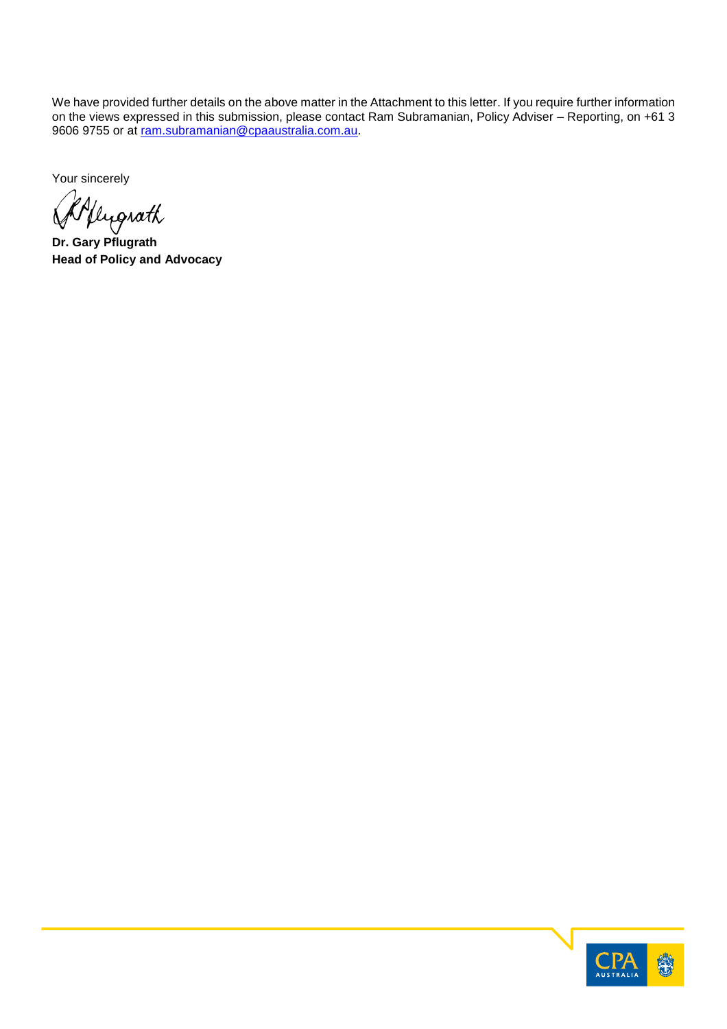We have provided further details on the above matter in the Attachment to this letter. If you require further information on the views expressed in this submission, please contact Ram Subramanian, Policy Adviser – Reporting, on +61 3 9606 9755 or at [ram.subramanian@cpaaustralia.com.au](mailto:ram.subramanian@cpaaustralia.com.au).

Your sincerely

**Dr. Gary Pflugrath**
**Head of Policy and Advocacy**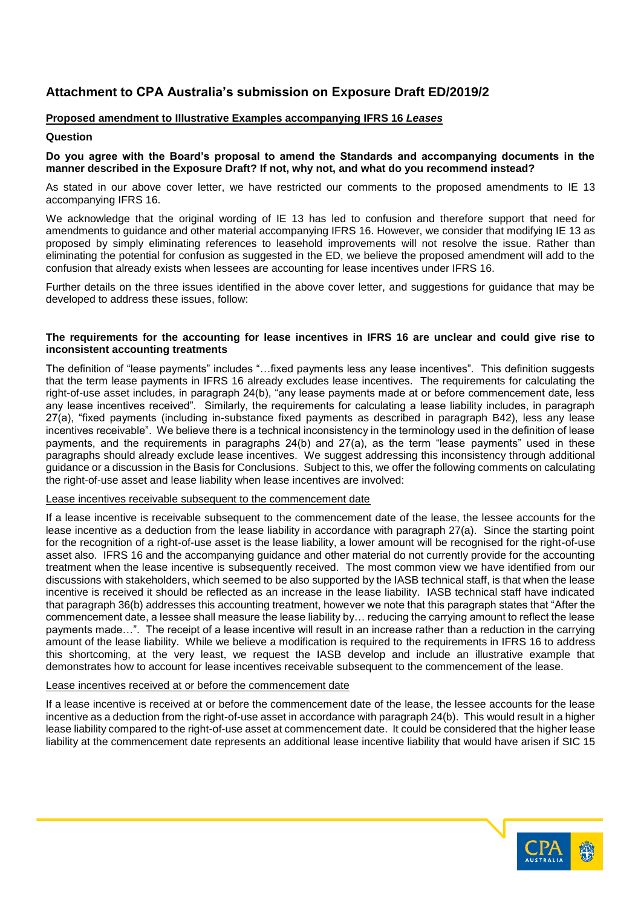## Attachment to CPA Australia's submission on Exposure Draft ED/2019/2

**Proposed amendment to Illustrative Examples accompanying IFRS 16 *Leases***

**Question**

**Do you agree with the Board's proposal to amend the Standards and accompanying documents in the manner described in the Exposure Draft? If not, why not, and what do you recommend instead?**

As stated in our above cover letter, we have restricted our comments to the proposed amendments to IE 13 accompanying IFRS 16.

We acknowledge that the original wording of IE 13 has led to confusion and therefore support that need for amendments to guidance and other material accompanying IFRS 16. However, we consider that modifying IE 13 as proposed by simply eliminating references to leasehold improvements will not resolve the issue. Rather than eliminating the potential for confusion as suggested in the ED, we believe the proposed amendment will add to the confusion that already exists when lessees are accounting for lease incentives under IFRS 16.

Further details on the three issues identified in the above cover letter, and suggestions for guidance that may be developed to address these issues, follow:

**The requirements for the accounting for lease incentives in IFRS 16 are unclear and could give rise to inconsistent accounting treatments**

The definition of "lease payments" includes "…fixed payments less any lease incentives". This definition suggests that the term lease payments in IFRS 16 already excludes lease incentives. The requirements for calculating the right-of-use asset includes, in paragraph 24(b), "any lease payments made at or before commencement date, less any lease incentives received". Similarly, the requirements for calculating a lease liability includes, in paragraph 27(a), "fixed payments (including in-substance fixed payments as described in paragraph B42), less any lease incentives receivable". We believe there is a technical inconsistency in the terminology used in the definition of lease payments, and the requirements in paragraphs 24(b) and 27(a), as the term "lease payments" used in these paragraphs should already exclude lease incentives. We suggest addressing this inconsistency through additional guidance or a discussion in the Basis for Conclusions. Subject to this, we offer the following comments on calculating the right-of-use asset and lease liability when lease incentives are involved:

Lease incentives receivable subsequent to the commencement date

If a lease incentive is receivable subsequent to the commencement date of the lease, the lessee accounts for the lease incentive as a deduction from the lease liability in accordance with paragraph 27(a). Since the starting point for the recognition of a right-of-use asset is the lease liability, a lower amount will be recognised for the right-of-use asset also. IFRS 16 and the accompanying guidance and other material do not currently provide for the accounting treatment when the lease incentive is subsequently received. The most common view we have identified from our discussions with stakeholders, which seemed to be also supported by the IASB technical staff, is that when the lease incentive is received it should be reflected as an increase in the lease liability. IASB technical staff have indicated that paragraph 36(b) addresses this accounting treatment, however we note that this paragraph states that "After the commencement date, a lessee shall measure the lease liability by… reducing the carrying amount to reflect the lease payments made…". The receipt of a lease incentive will result in an increase rather than a reduction in the carrying amount of the lease liability. While we believe a modification is required to the requirements in IFRS 16 to address this shortcoming, at the very least, we request the IASB develop and include an illustrative example that demonstrates how to account for lease incentives receivable subsequent to the commencement of the lease.

Lease incentives received at or before the commencement date

If a lease incentive is received at or before the commencement date of the lease, the lessee accounts for the lease incentive as a deduction from the right-of-use asset in accordance with paragraph 24(b). This would result in a higher lease liability compared to the right-of-use asset at commencement date. It could be considered that the higher lease liability at the commencement date represents an additional lease incentive liability that would have arisen if SIC 15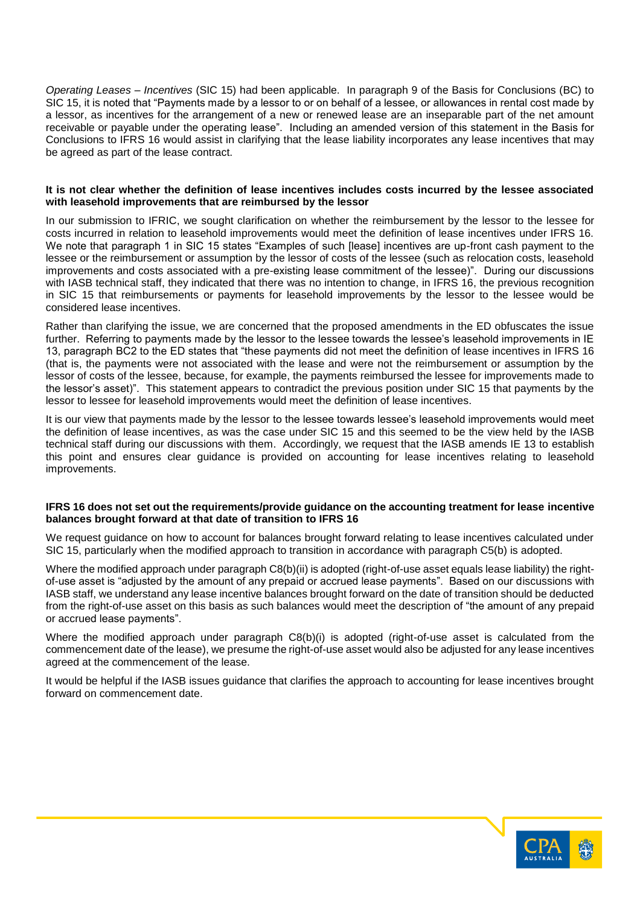*Operating Leases – Incentives* (SIC 15) had been applicable. In paragraph 9 of the Basis for Conclusions (BC) to SIC 15, it is noted that "Payments made by a lessor to or on behalf of a lessee, or allowances in rental cost made by a lessor, as incentives for the arrangement of a new or renewed lease are an inseparable part of the net amount receivable or payable under the operating lease". Including an amended version of this statement in the Basis for Conclusions to IFRS 16 would assist in clarifying that the lease liability incorporates any lease incentives that may be agreed as part of the lease contract.

**It is not clear whether the definition of lease incentives includes costs incurred by the lessee associated with leasehold improvements that are reimbursed by the lessor**

In our submission to IFRIC, we sought clarification on whether the reimbursement by the lessor to the lessee for costs incurred in relation to leasehold improvements would meet the definition of lease incentives under IFRS 16. We note that paragraph 1 in SIC 15 states "Examples of such [lease] incentives are up-front cash payment to the lessee or the reimbursement or assumption by the lessor of costs of the lessee (such as relocation costs, leasehold improvements and costs associated with a pre-existing lease commitment of the lessee)". During our discussions with IASB technical staff, they indicated that there was no intention to change, in IFRS 16, the previous recognition in SIC 15 that reimbursements or payments for leasehold improvements by the lessor to the lessee would be considered lease incentives.

Rather than clarifying the issue, we are concerned that the proposed amendments in the ED obfuscates the issue further. Referring to payments made by the lessor to the lessee towards the lessee's leasehold improvements in IE 13, paragraph BC2 to the ED states that "these payments did not meet the definition of lease incentives in IFRS 16 (that is, the payments were not associated with the lease and were not the reimbursement or assumption by the lessor of costs of the lessee, because, for example, the payments reimbursed the lessee for improvements made to the lessor's asset)". This statement appears to contradict the previous position under SIC 15 that payments by the lessor to lessee for leasehold improvements would meet the definition of lease incentives.

It is our view that payments made by the lessor to the lessee towards lessee's leasehold improvements would meet the definition of lease incentives, as was the case under SIC 15 and this seemed to be the view held by the IASB technical staff during our discussions with them. Accordingly, we request that the IASB amends IE 13 to establish this point and ensures clear guidance is provided on accounting for lease incentives relating to leasehold improvements.

**IFRS 16 does not set out the requirements/provide guidance on the accounting treatment for lease incentive balances brought forward at that date of transition to IFRS 16**

We request guidance on how to account for balances brought forward relating to lease incentives calculated under SIC 15, particularly when the modified approach to transition in accordance with paragraph C5(b) is adopted.

Where the modified approach under paragraph C8(b)(ii) is adopted (right-of-use asset equals lease liability) the right-of-use asset is "adjusted by the amount of any prepaid or accrued lease payments". Based on our discussions with IASB staff, we understand any lease incentive balances brought forward on the date of transition should be deducted from the right-of-use asset on this basis as such balances would meet the description of "the amount of any prepaid or accrued lease payments".

Where the modified approach under paragraph C8(b)(i) is adopted (right-of-use asset is calculated from the commencement date of the lease), we presume the right-of-use asset would also be adjusted for any lease incentives agreed at the commencement of the lease.

It would be helpful if the IASB issues guidance that clarifies the approach to accounting for lease incentives brought forward on commencement date.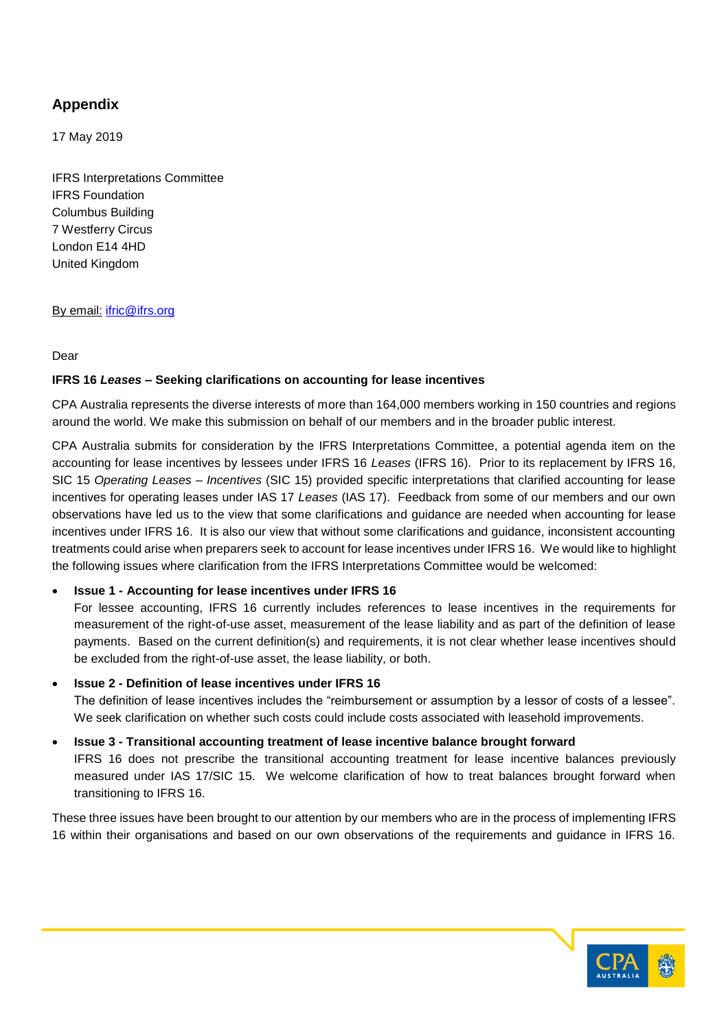## Appendix

17 May 2019

IFRS Interpretations Committee
IFRS Foundation
Columbus Building
7 Westferry Circus
London E14 4HD
United Kingdom

By email: ifric@ifrs.org

Dear

**IFRS 16 *Leases* – Seeking clarifications on accounting for lease incentives**

CPA Australia represents the diverse interests of more than 164,000 members working in 150 countries and regions around the world. We make this submission on behalf of our members and in the broader public interest.

CPA Australia submits for consideration by the IFRS Interpretations Committee, a potential agenda item on the accounting for lease incentives by lessees under IFRS 16 *Leases* (IFRS 16). Prior to its replacement by IFRS 16, SIC 15 *Operating Leases – Incentives* (SIC 15) provided specific interpretations that clarified accounting for lease incentives for operating leases under IAS 17 *Leases* (IAS 17). Feedback from some of our members and our own observations have led us to the view that some clarifications and guidance are needed when accounting for lease incentives under IFRS 16. It is also our view that without some clarifications and guidance, inconsistent accounting treatments could arise when preparers seek to account for lease incentives under IFRS 16. We would like to highlight the following issues where clarification from the IFRS Interpretations Committee would be welcomed:

- **Issue 1 - Accounting for lease incentives under IFRS 16**
  For lessee accounting, IFRS 16 currently includes references to lease incentives in the requirements for measurement of the right-of-use asset, measurement of the lease liability and as part of the definition of lease payments. Based on the current definition(s) and requirements, it is not clear whether lease incentives should be excluded from the right-of-use asset, the lease liability, or both.
- **Issue 2 - Definition of lease incentives under IFRS 16**
  The definition of lease incentives includes the "reimbursement or assumption by a lessor of costs of a lessee". We seek clarification on whether such costs could include costs associated with leasehold improvements.
- **Issue 3 - Transitional accounting treatment of lease incentive balance brought forward**
  IFRS 16 does not prescribe the transitional accounting treatment for lease incentive balances previously measured under IAS 17/SIC 15. We welcome clarification of how to treat balances brought forward when transitioning to IFRS 16.

These three issues have been brought to our attention by our members who are in the process of implementing IFRS 16 within their organisations and based on our own observations of the requirements and guidance in IFRS 16.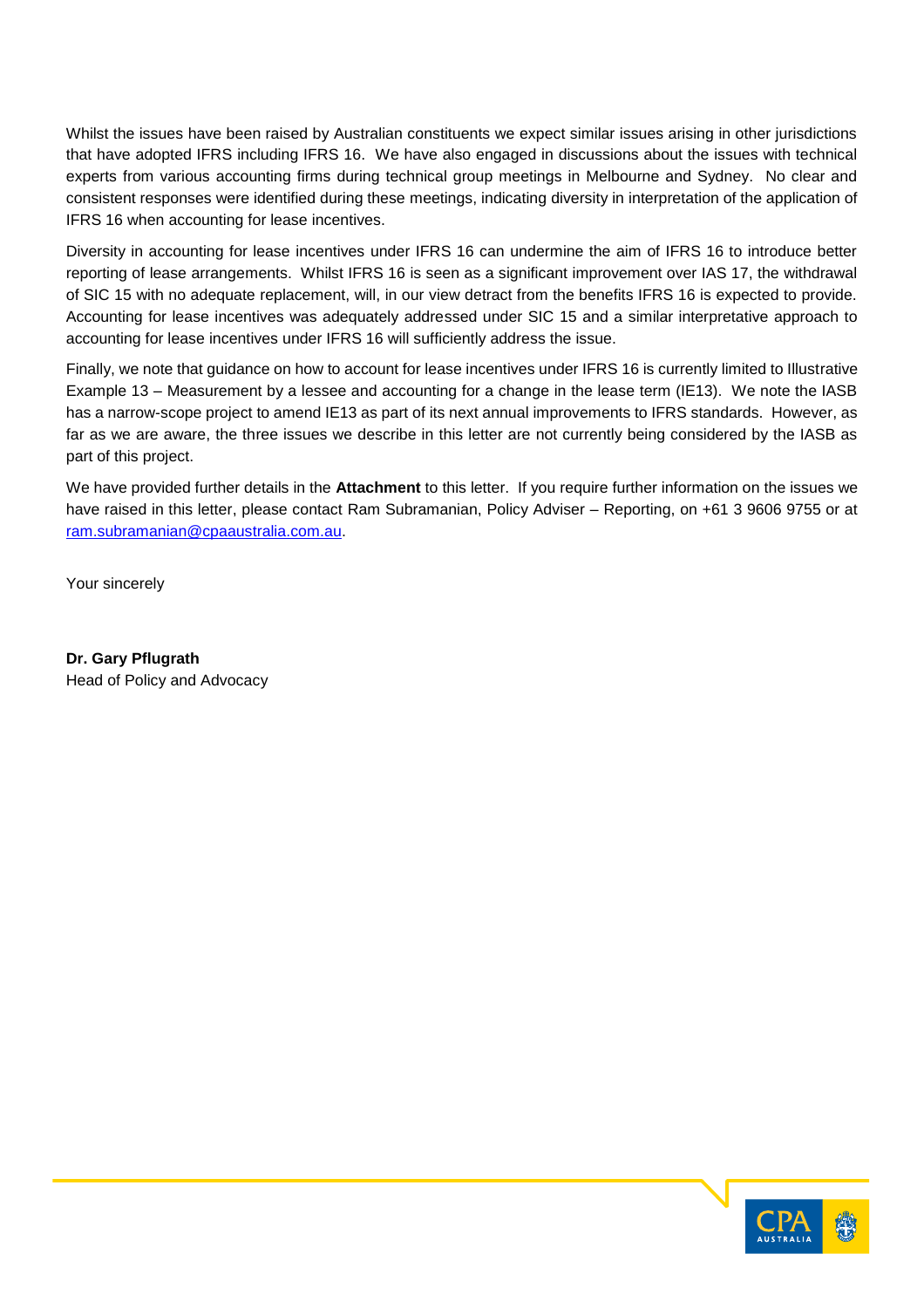Whilst the issues have been raised by Australian constituents we expect similar issues arising in other jurisdictions that have adopted IFRS including IFRS 16. We have also engaged in discussions about the issues with technical experts from various accounting firms during technical group meetings in Melbourne and Sydney. No clear and consistent responses were identified during these meetings, indicating diversity in interpretation of the application of IFRS 16 when accounting for lease incentives.

Diversity in accounting for lease incentives under IFRS 16 can undermine the aim of IFRS 16 to introduce better reporting of lease arrangements. Whilst IFRS 16 is seen as a significant improvement over IAS 17, the withdrawal of SIC 15 with no adequate replacement, will, in our view detract from the benefits IFRS 16 is expected to provide. Accounting for lease incentives was adequately addressed under SIC 15 and a similar interpretative approach to accounting for lease incentives under IFRS 16 will sufficiently address the issue.

Finally, we note that guidance on how to account for lease incentives under IFRS 16 is currently limited to Illustrative Example 13 – Measurement by a lessee and accounting for a change in the lease term (IE13). We note the IASB has a narrow-scope project to amend IE13 as part of its next annual improvements to IFRS standards. However, as far as we are aware, the three issues we describe in this letter are not currently being considered by the IASB as part of this project.

We have provided further details in the **Attachment** to this letter. If you require further information on the issues we have raised in this letter, please contact Ram Subramanian, Policy Adviser – Reporting, on +61 3 9606 9755 or at ram.subramanian@cpaaustralia.com.au.

Your sincerely

**Dr. Gary Pflugrath**
Head of Policy and Advocacy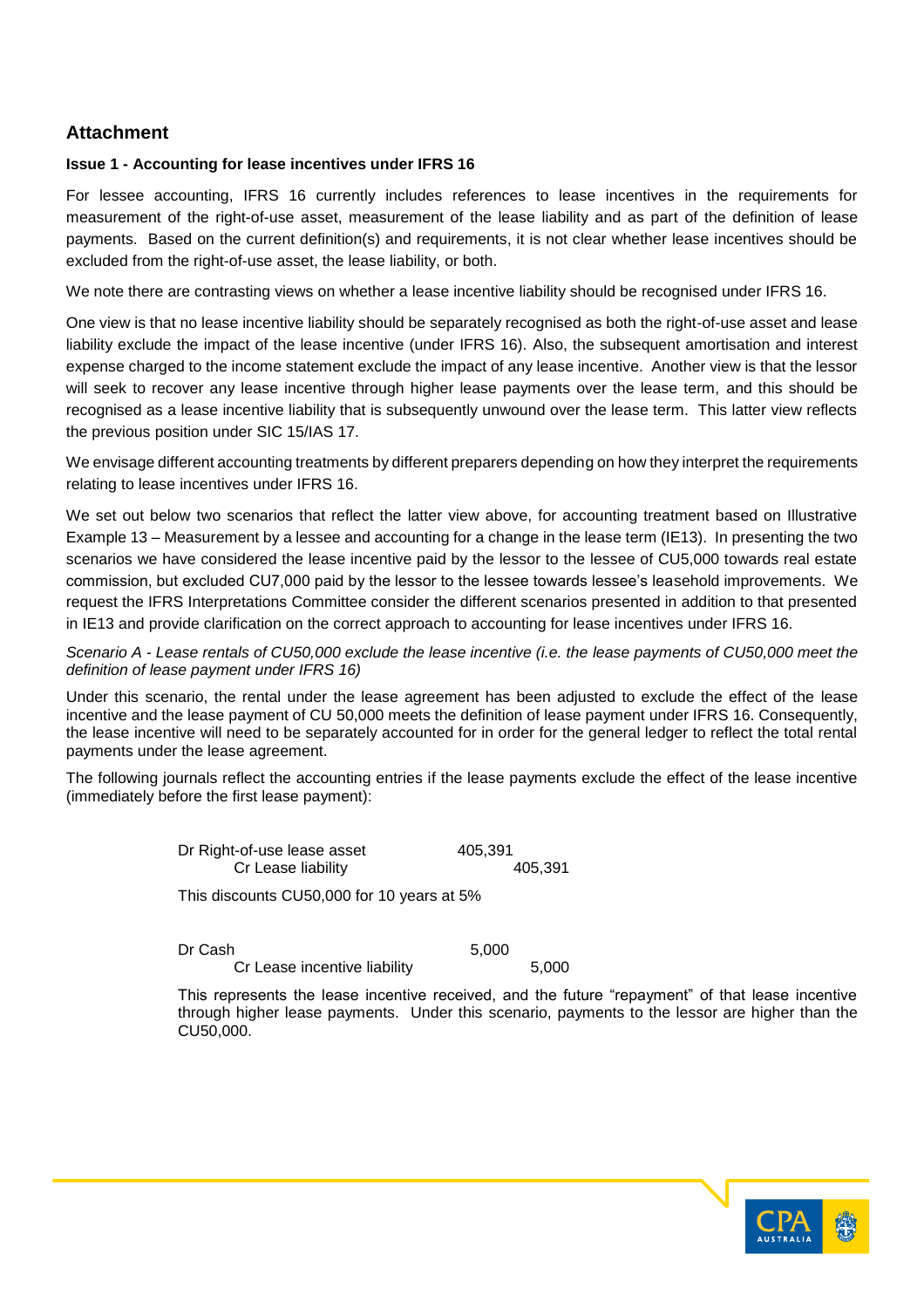## Attachment

**Issue 1 - Accounting for lease incentives under IFRS 16**

For lessee accounting, IFRS 16 currently includes references to lease incentives in the requirements for measurement of the right-of-use asset, measurement of the lease liability and as part of the definition of lease payments. Based on the current definition(s) and requirements, it is not clear whether lease incentives should be excluded from the right-of-use asset, the lease liability, or both.

We note there are contrasting views on whether a lease incentive liability should be recognised under IFRS 16.

One view is that no lease incentive liability should be separately recognised as both the right-of-use asset and lease liability exclude the impact of the lease incentive (under IFRS 16). Also, the subsequent amortisation and interest expense charged to the income statement exclude the impact of any lease incentive. Another view is that the lessor will seek to recover any lease incentive through higher lease payments over the lease term, and this should be recognised as a lease incentive liability that is subsequently unwound over the lease term. This latter view reflects the previous position under SIC 15/IAS 17.

We envisage different accounting treatments by different preparers depending on how they interpret the requirements relating to lease incentives under IFRS 16.

We set out below two scenarios that reflect the latter view above, for accounting treatment based on Illustrative Example 13 – Measurement by a lessee and accounting for a change in the lease term (IE13). In presenting the two scenarios we have considered the lease incentive paid by the lessor to the lessee of CU5,000 towards real estate commission, but excluded CU7,000 paid by the lessor to the lessee towards lessee's leasehold improvements. We request the IFRS Interpretations Committee consider the different scenarios presented in addition to that presented in IE13 and provide clarification on the correct approach to accounting for lease incentives under IFRS 16.

*Scenario A - Lease rentals of CU50,000 exclude the lease incentive (i.e. the lease payments of CU50,000 meet the definition of lease payment under IFRS 16)*

Under this scenario, the rental under the lease agreement has been adjusted to exclude the effect of the lease incentive and the lease payment of CU 50,000 meets the definition of lease payment under IFRS 16. Consequently, the lease incentive will need to be separately accounted for in order for the general ledger to reflect the total rental payments under the lease agreement.

The following journals reflect the accounting entries if the lease payments exclude the effect of the lease incentive (immediately before the first lease payment):

| | Dr | Cr |
|---|---|---|
| Dr Right-of-use lease asset | 405,391 | |
| Cr Lease liability | | 405,391 |

This discounts CU50,000 for 10 years at 5%

| | Dr | Cr |
|---|---|---|
| Dr Cash | 5,000 | |
| Cr Lease incentive liability | | 5,000 |

This represents the lease incentive received, and the future "repayment" of that lease incentive through higher lease payments. Under this scenario, payments to the lessor are higher than the CU50,000.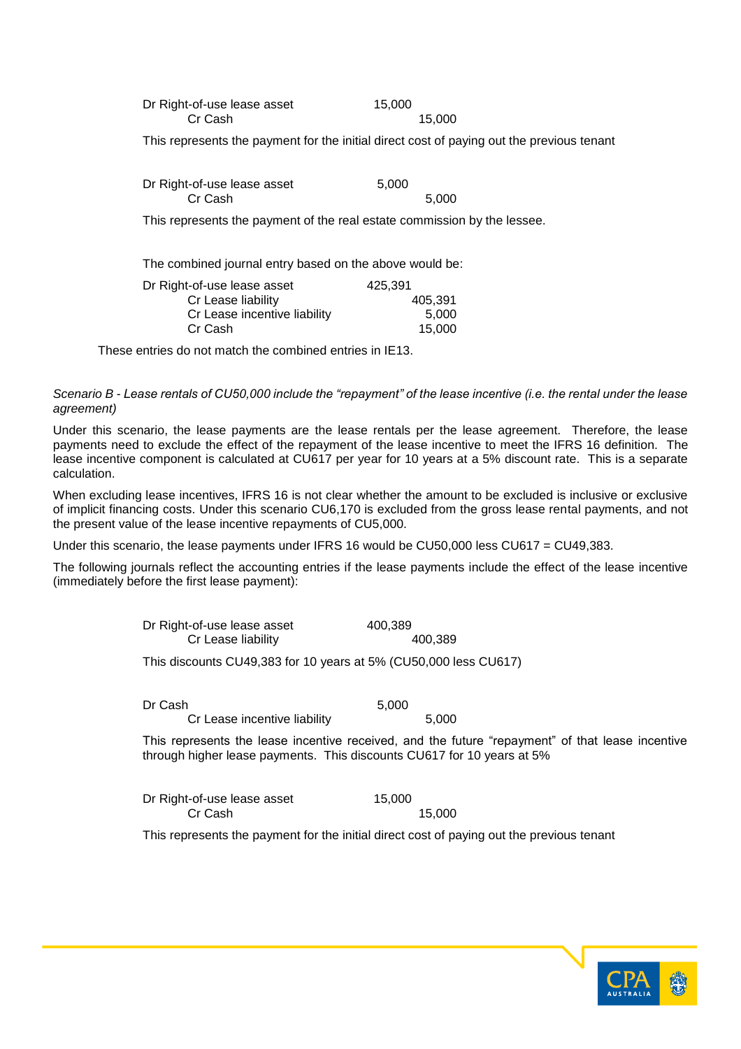| | | |
|---|---|---|
| Dr Right-of-use lease asset | 15,000 | |
| Cr Cash | | 15,000 |

This represents the payment for the initial direct cost of paying out the previous tenant

| | | |
|---|---|---|
| Dr Right-of-use lease asset | 5,000 | |
| Cr Cash | | 5,000 |

This represents the payment of the real estate commission by the lessee.

The combined journal entry based on the above would be:

| | | |
|---|---|---|
| Dr Right-of-use lease asset | 425,391 | |
| Cr Lease liability | | 405,391 |
| Cr Lease incentive liability | | 5,000 |
| Cr Cash | | 15,000 |

These entries do not match the combined entries in IE13.

*Scenario B - Lease rentals of CU50,000 include the "repayment" of the lease incentive (i.e. the rental under the lease agreement)*

Under this scenario, the lease payments are the lease rentals per the lease agreement. Therefore, the lease payments need to exclude the effect of the repayment of the lease incentive to meet the IFRS 16 definition. The lease incentive component is calculated at CU617 per year for 10 years at a 5% discount rate. This is a separate calculation.

When excluding lease incentives, IFRS 16 is not clear whether the amount to be excluded is inclusive or exclusive of implicit financing costs. Under this scenario CU6,170 is excluded from the gross lease rental payments, and not the present value of the lease incentive repayments of CU5,000.

Under this scenario, the lease payments under IFRS 16 would be CU50,000 less CU617 = CU49,383.

The following journals reflect the accounting entries if the lease payments include the effect of the lease incentive (immediately before the first lease payment):

| | | |
|---|---|---|
| Dr Right-of-use lease asset | 400,389 | |
| Cr Lease liability | | 400,389 |

This discounts CU49,383 for 10 years at 5% (CU50,000 less CU617)

| | | |
|---|---|---|
| Dr Cash | 5,000 | |
| Cr Lease incentive liability | | 5,000 |

This represents the lease incentive received, and the future "repayment" of that lease incentive through higher lease payments. This discounts CU617 for 10 years at 5%

| | | |
|---|---|---|
| Dr Right-of-use lease asset | 15,000 | |
| Cr Cash | | 15,000 |

This represents the payment for the initial direct cost of paying out the previous tenant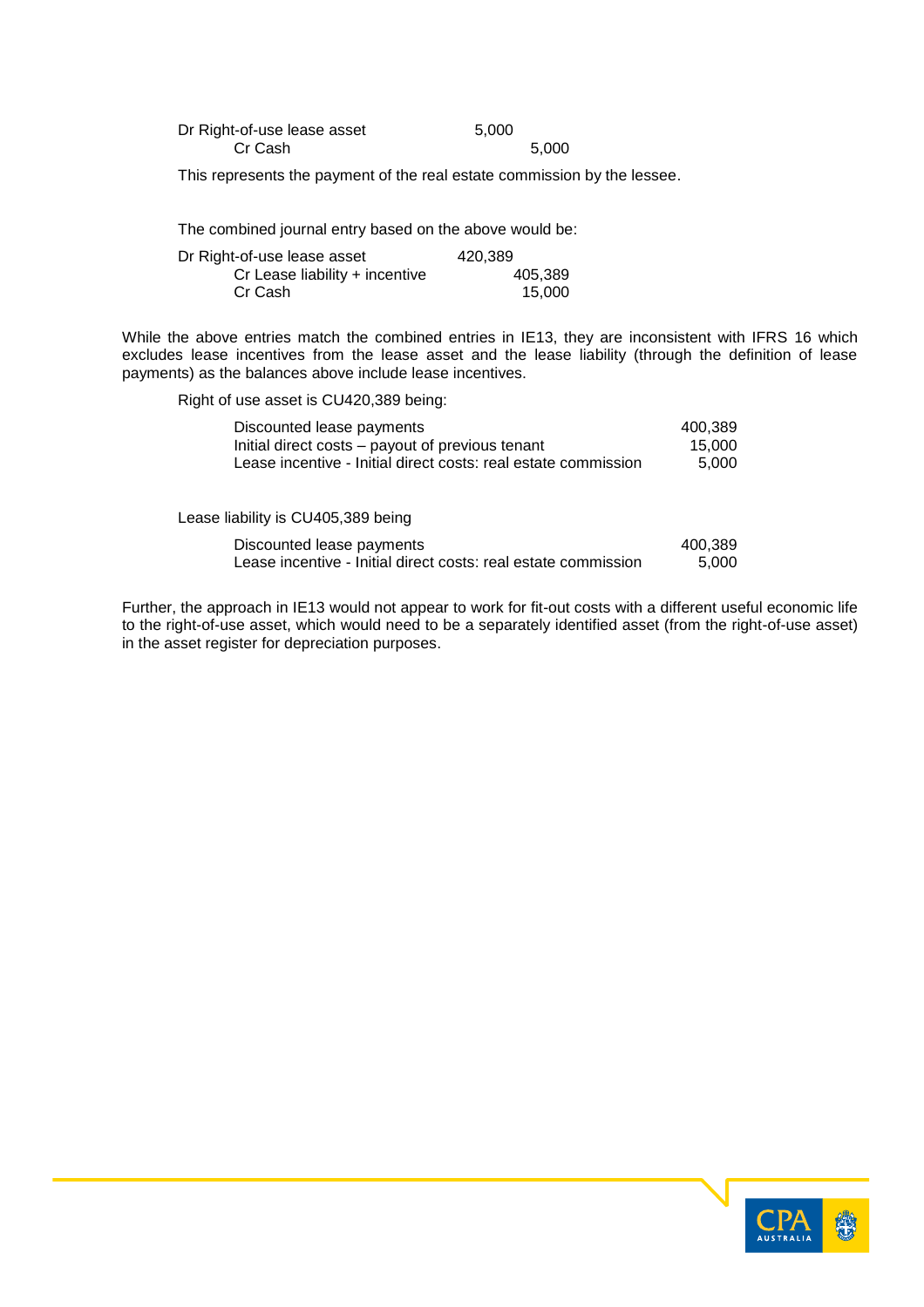| | | |
|---|---|---|
| Dr Right-of-use lease asset | 5,000 | |
| Cr Cash | | 5,000 |

This represents the payment of the real estate commission by the lessee.

The combined journal entry based on the above would be:

| | | |
|---|---|---|
| Dr Right-of-use lease asset | 420,389 | |
| Cr Lease liability + incentive | | 405,389 |
| Cr Cash | | 15,000 |

While the above entries match the combined entries in IE13, they are inconsistent with IFRS 16 which excludes lease incentives from the lease asset and the lease liability (through the definition of lease payments) as the balances above include lease incentives.

Right of use asset is CU420,389 being:

| | |
|---|---|
| Discounted lease payments | 400,389 |
| Initial direct costs – payout of previous tenant | 15,000 |
| Lease incentive - Initial direct costs: real estate commission | 5,000 |

Lease liability is CU405,389 being

| | |
|---|---|
| Discounted lease payments | 400,389 |
| Lease incentive - Initial direct costs: real estate commission | 5,000 |

Further, the approach in IE13 would not appear to work for fit-out costs with a different useful economic life to the right-of-use asset, which would need to be a separately identified asset (from the right-of-use asset) in the asset register for depreciation purposes.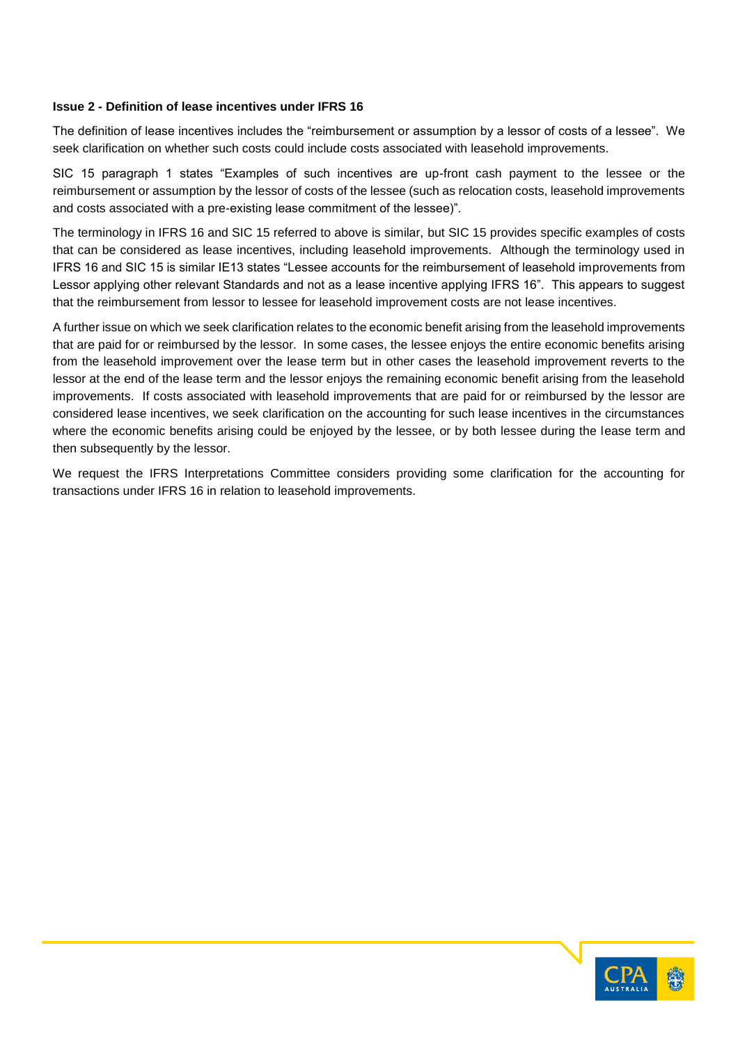**Issue 2 - Definition of lease incentives under IFRS 16**

The definition of lease incentives includes the "reimbursement or assumption by a lessor of costs of a lessee". We seek clarification on whether such costs could include costs associated with leasehold improvements.

SIC 15 paragraph 1 states "Examples of such incentives are up-front cash payment to the lessee or the reimbursement or assumption by the lessor of costs of the lessee (such as relocation costs, leasehold improvements and costs associated with a pre-existing lease commitment of the lessee)".

The terminology in IFRS 16 and SIC 15 referred to above is similar, but SIC 15 provides specific examples of costs that can be considered as lease incentives, including leasehold improvements. Although the terminology used in IFRS 16 and SIC 15 is similar IE13 states "Lessee accounts for the reimbursement of leasehold improvements from Lessor applying other relevant Standards and not as a lease incentive applying IFRS 16". This appears to suggest that the reimbursement from lessor to lessee for leasehold improvement costs are not lease incentives.

A further issue on which we seek clarification relates to the economic benefit arising from the leasehold improvements that are paid for or reimbursed by the lessor. In some cases, the lessee enjoys the entire economic benefits arising from the leasehold improvement over the lease term but in other cases the leasehold improvement reverts to the lessor at the end of the lease term and the lessor enjoys the remaining economic benefit arising from the leasehold improvements. If costs associated with leasehold improvements that are paid for or reimbursed by the lessor are considered lease incentives, we seek clarification on the accounting for such lease incentives in the circumstances where the economic benefits arising could be enjoyed by the lessee, or by both lessee during the lease term and then subsequently by the lessor.

We request the IFRS Interpretations Committee considers providing some clarification for the accounting for transactions under IFRS 16 in relation to leasehold improvements.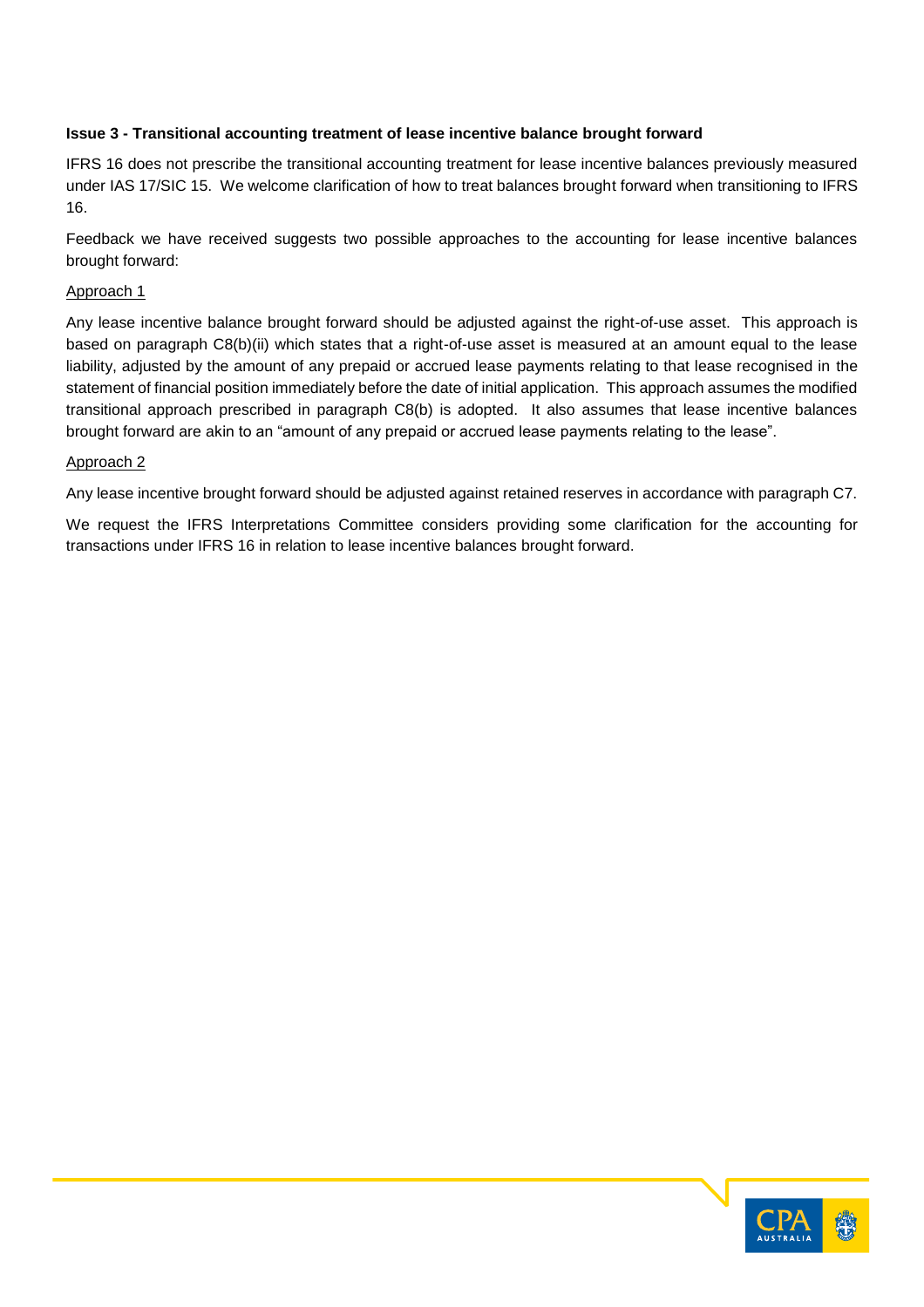**Issue 3 - Transitional accounting treatment of lease incentive balance brought forward**

IFRS 16 does not prescribe the transitional accounting treatment for lease incentive balances previously measured under IAS 17/SIC 15. We welcome clarification of how to treat balances brought forward when transitioning to IFRS 16.

Feedback we have received suggests two possible approaches to the accounting for lease incentive balances brought forward:

Approach 1

Any lease incentive balance brought forward should be adjusted against the right-of-use asset. This approach is based on paragraph C8(b)(ii) which states that a right-of-use asset is measured at an amount equal to the lease liability, adjusted by the amount of any prepaid or accrued lease payments relating to that lease recognised in the statement of financial position immediately before the date of initial application. This approach assumes the modified transitional approach prescribed in paragraph C8(b) is adopted. It also assumes that lease incentive balances brought forward are akin to an "amount of any prepaid or accrued lease payments relating to the lease".

Approach 2

Any lease incentive brought forward should be adjusted against retained reserves in accordance with paragraph C7.

We request the IFRS Interpretations Committee considers providing some clarification for the accounting for transactions under IFRS 16 in relation to lease incentive balances brought forward.